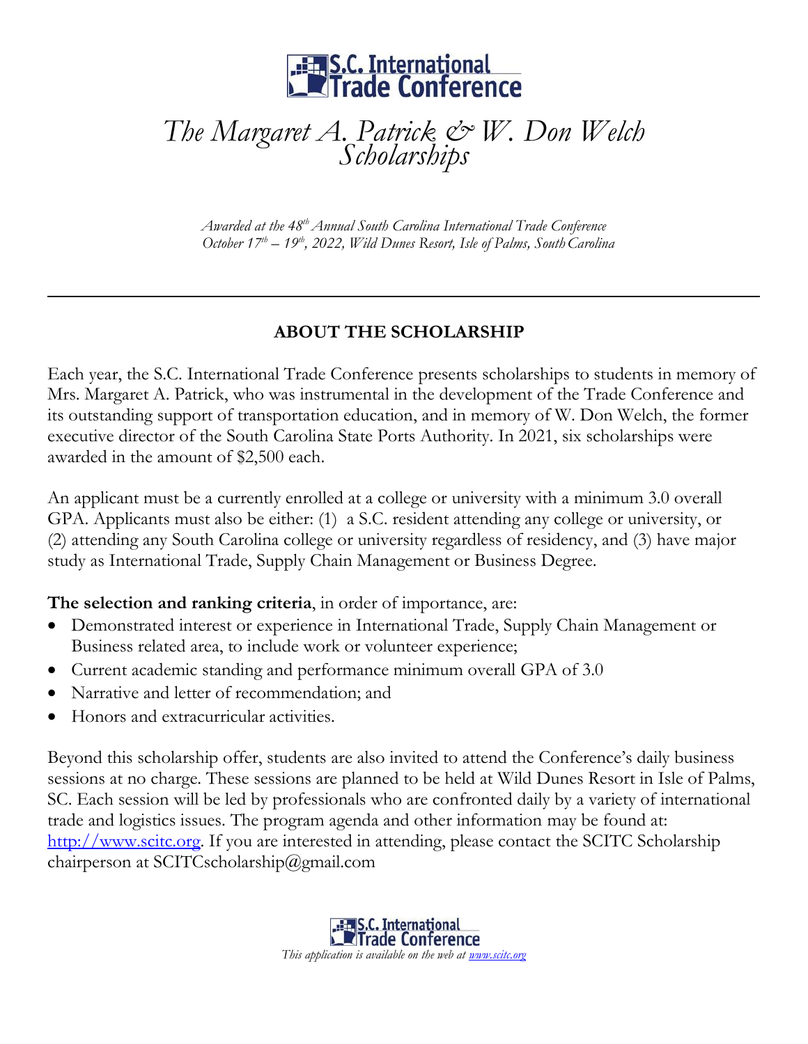S.C. International Trade Conference

# *The Margaret A. Patrick & W. Don Welch Scholarships*

*Awarded at the 48th Annual South Carolina International Trade Conference*
*October 17th – 19th, 2022, Wild Dunes Resort, Isle of Palms, South Carolina*

---

## ABOUT THE SCHOLARSHIP

Each year, the S.C. International Trade Conference presents scholarships to students in memory of Mrs. Margaret A. Patrick, who was instrumental in the development of the Trade Conference and its outstanding support of transportation education, and in memory of W. Don Welch, the former executive director of the South Carolina State Ports Authority. In 2021, six scholarships were awarded in the amount of $2,500 each.

An applicant must be a currently enrolled at a college or university with a minimum 3.0 overall GPA. Applicants must also be either: (1) a S.C. resident attending any college or university, or (2) attending any South Carolina college or university regardless of residency, and (3) have major study as International Trade, Supply Chain Management or Business Degree.

**The selection and ranking criteria**, in order of importance, are:

- Demonstrated interest or experience in International Trade, Supply Chain Management or Business related area, to include work or volunteer experience;
- Current academic standing and performance minimum overall GPA of 3.0
- Narrative and letter of recommendation; and
- Honors and extracurricular activities.

Beyond this scholarship offer, students are also invited to attend the Conference's daily business sessions at no charge. These sessions are planned to be held at Wild Dunes Resort in Isle of Palms, SC. Each session will be led by professionals who are confronted daily by a variety of international trade and logistics issues. The program agenda and other information may be found at: [http://www.scitc.org](http://www.scitc.org). If you are interested in attending, please contact the SCITC Scholarship chairperson at SCITCscholarship@gmail.com

S.C. International Trade Conference

*This application is available on the web at [www.scitc.org](www.scitc.org)*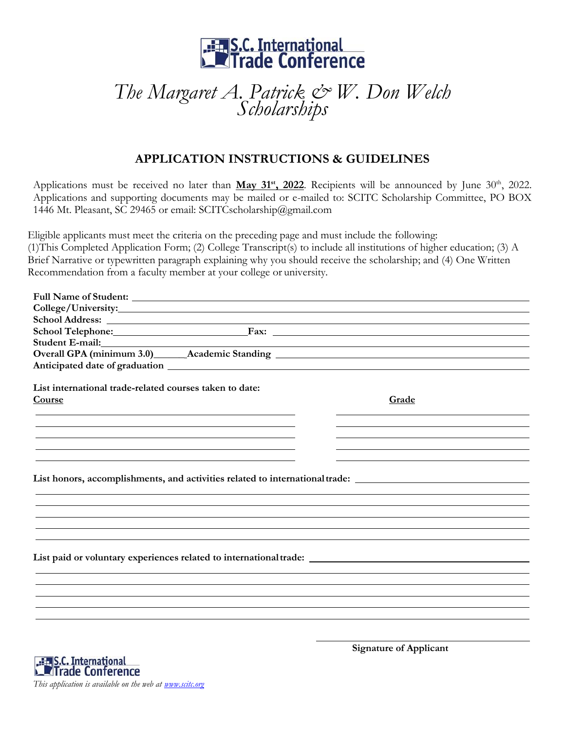S.C. International Trade Conference

# *The Margaret A. Patrick & W. Don Welch Scholarships*

## APPLICATION INSTRUCTIONS & GUIDELINES

Applications must be received no later than **May 31st, 2022**. Recipients will be announced by June 30th, 2022. Applications and supporting documents may be mailed or e-mailed to: SCITC Scholarship Committee, PO BOX 1446 Mt. Pleasant, SC 29465 or email: SCITCscholarship@gmail.com

Eligible applicants must meet the criteria on the preceding page and must include the following: (1)This Completed Application Form; (2) College Transcript(s) to include all institutions of higher education; (3) A Brief Narrative or typewritten paragraph explaining why you should receive the scholarship; and (4) One Written Recommendation from a faculty member at your college or university.

**Full Name of Student:** ____________________

**College/University:** ____________________

**School Address:** ____________________

**School Telephone:** ____________________ **Fax:** ____________________

**Student E-mail:** ____________________

**Overall GPA (minimum 3.0)**______ **Academic Standing** ____________________

**Anticipated date of graduation** ____________________

**List international trade-related courses taken to date:**

| Course | Grade |
|---|---|
| | |
| | |
| | |
| | |
| | |

**List honors, accomplishments, and activities related to international trade:** ____________________

____________________

____________________

____________________

____________________

____________________

**List paid or voluntary experiences related to international trade:** ____________________

____________________

____________________

____________________

____________________

____________________

____________________
**Signature of Applicant**

S.C. International Trade Conference

*This application is available on the web at www.scitc.org*